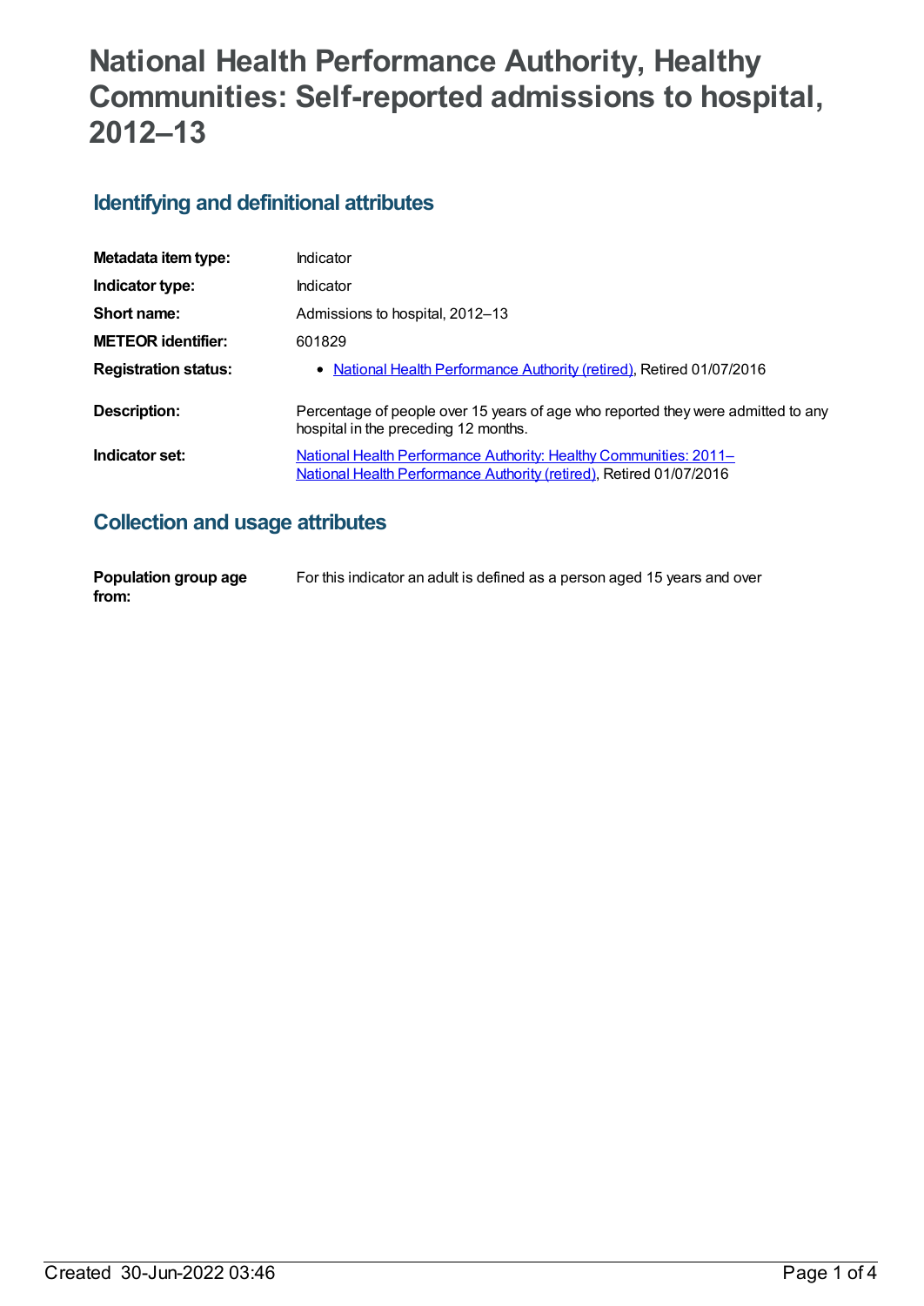# National Health Performance Authority, Healthy Communities: Self-reported admissions to hospital, 2012–13

## Identifying and definitional attributes

| | |
|---|---|
| **Metadata item type:** | Indicator |
| **Indicator type:** | Indicator |
| **Short name:** | Admissions to hospital, 2012–13 |
| **METEOR identifier:** | 601829 |
| **Registration status:** | • National Health Performance Authority (retired), Retired 01/07/2016 |
| **Description:** | Percentage of people over 15 years of age who reported they were admitted to any hospital in the preceding 12 months. |
| **Indicator set:** | National Health Performance Authority: Healthy Communities: 2011– National Health Performance Authority (retired), Retired 01/07/2016 |

## Collection and usage attributes

| | |
|---|---|
| **Population group age from:** | For this indicator an adult is defined as a person aged 15 years and over |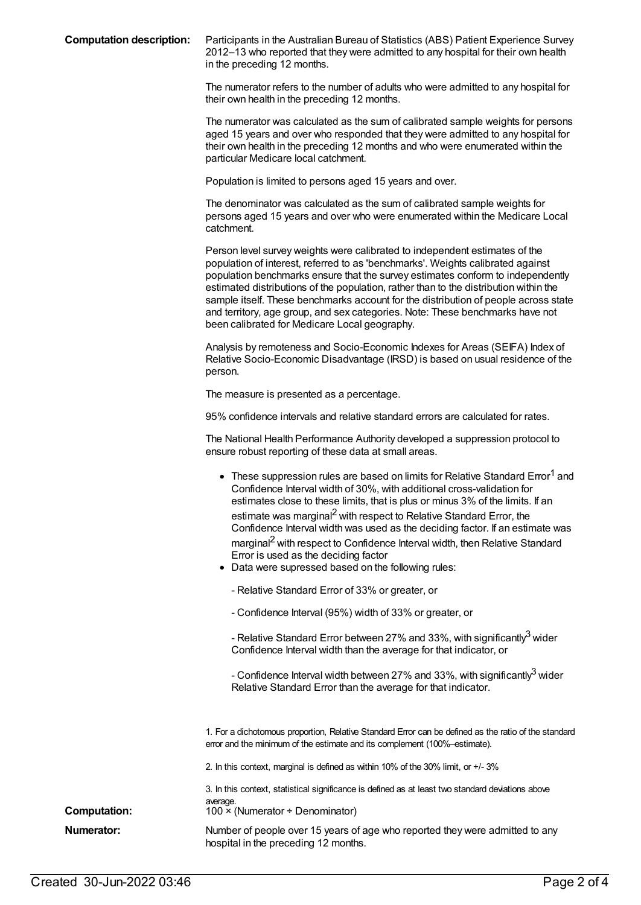**Computation description:** Participants in the Australian Bureau of Statistics (ABS) Patient Experience Survey 2012–13 who reported that they were admitted to any hospital for their own health in the preceding 12 months.

The numerator refers to the number of adults who were admitted to any hospital for their own health in the preceding 12 months.

The numerator was calculated as the sum of calibrated sample weights for persons aged 15 years and over who responded that they were admitted to any hospital for their own health in the preceding 12 months and who were enumerated within the particular Medicare local catchment.

Population is limited to persons aged 15 years and over.

The denominator was calculated as the sum of calibrated sample weights for persons aged 15 years and over who were enumerated within the Medicare Local catchment.

Person level survey weights were calibrated to independent estimates of the population of interest, referred to as 'benchmarks'. Weights calibrated against population benchmarks ensure that the survey estimates conform to independently estimated distributions of the population, rather than to the distribution within the sample itself. These benchmarks account for the distribution of people across state and territory, age group, and sex categories. Note: These benchmarks have not been calibrated for Medicare Local geography.

Analysis by remoteness and Socio-Economic Indexes for Areas (SEIFA) Index of Relative Socio-Economic Disadvantage (IRSD) is based on usual residence of the person.

The measure is presented as a percentage.

95% confidence intervals and relative standard errors are calculated for rates.

The National Health Performance Authority developed a suppression protocol to ensure robust reporting of these data at small areas.

- These suppression rules are based on limits for Relative Standard Error[1] and Confidence Interval width of 30%, with additional cross-validation for estimates close to these limits, that is plus or minus 3% of the limits. If an estimate was marginal[2] with respect to Relative Standard Error, the Confidence Interval width was used as the deciding factor. If an estimate was marginal[2] with respect to Confidence Interval width, then Relative Standard Error is used as the deciding factor
- Data were supressed based on the following rules:

  - Relative Standard Error of 33% or greater, or

  - Confidence Interval (95%) width of 33% or greater, or

  - Relative Standard Error between 27% and 33%, with significantly[3] wider Confidence Interval width than the average for that indicator, or

  - Confidence Interval width between 27% and 33%, with significantly[3] wider Relative Standard Error than the average for that indicator.

1. For a dichotomous proportion, Relative Standard Error can be defined as the ratio of the standard error and the minimum of the estimate and its complement (100%–estimate).

2. In this context, marginal is defined as within 10% of the 30% limit, or +/- 3%

3. In this context, statistical significance is defined as at least two standard deviations above average.

**Computation:** 100 × (Numerator ÷ Denominator)

**Numerator:** Number of people over 15 years of age who reported they were admitted to any hospital in the preceding 12 months.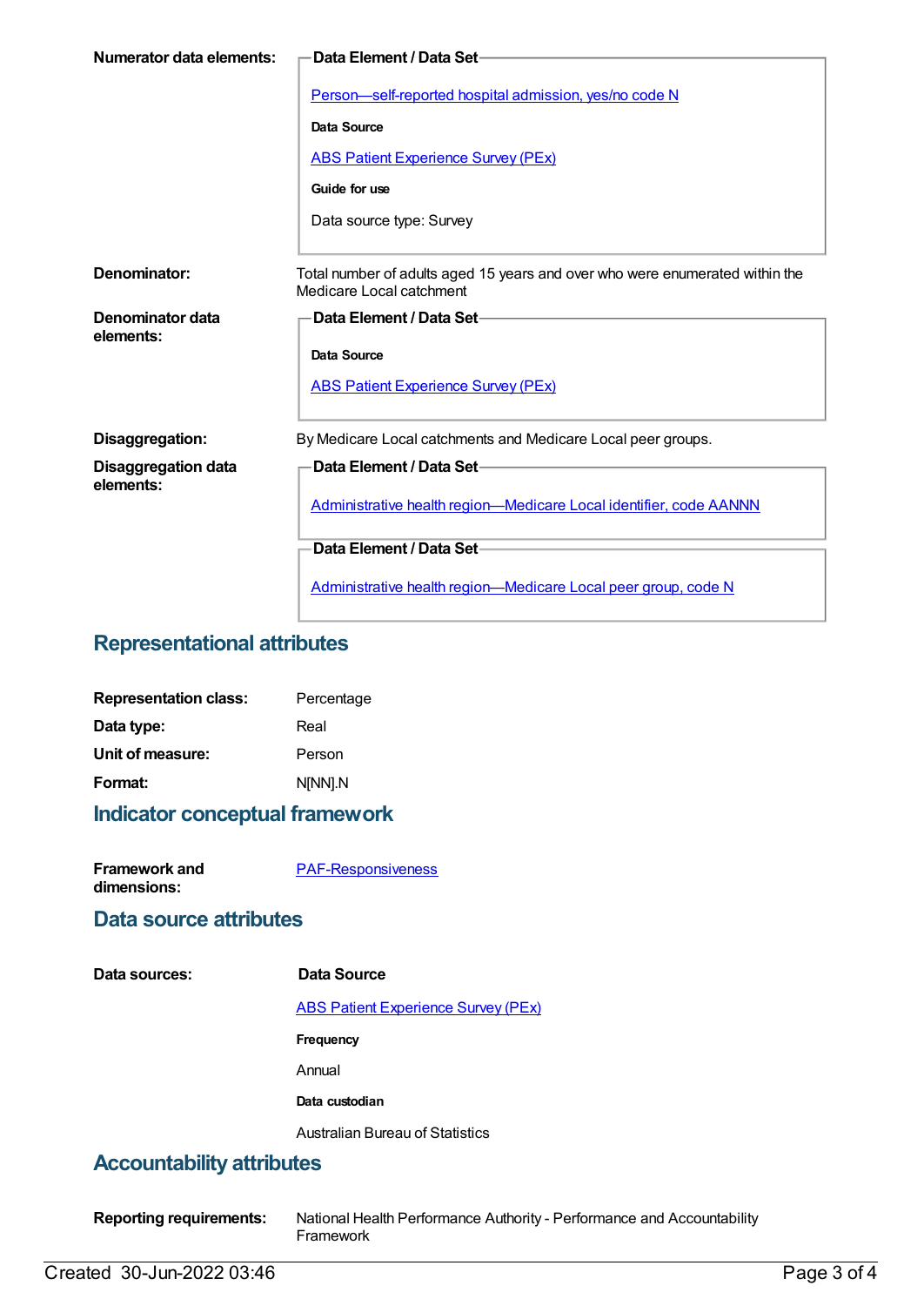**Numerator data elements:**

**Data Element / Data Set**

Person—self-reported hospital admission, yes/no code N

**Data Source**

ABS Patient Experience Survey (PEx)

**Guide for use**

Data source type: Survey

**Denominator:** Total number of adults aged 15 years and over who were enumerated within the Medicare Local catchment

**Denominator data elements:**

**Data Element / Data Set**

**Data Source**

ABS Patient Experience Survey (PEx)

**Disaggregation:** By Medicare Local catchments and Medicare Local peer groups.

**Disaggregation data elements:**

**Data Element / Data Set**

Administrative health region—Medicare Local identifier, code AANNN

**Data Element / Data Set**

Administrative health region—Medicare Local peer group, code N

## Representational attributes

**Representation class:** Percentage

**Data type:** Real

**Unit of measure:** Person

**Format:** N[NN].N

## Indicator conceptual framework

**Framework and dimensions:** PAF-Responsiveness

## Data source attributes

**Data sources:**

**Data Source**

ABS Patient Experience Survey (PEx)

**Frequency**

Annual

**Data custodian**

Australian Bureau of Statistics

## Accountability attributes

**Reporting requirements:** National Health Performance Authority - Performance and Accountability Framework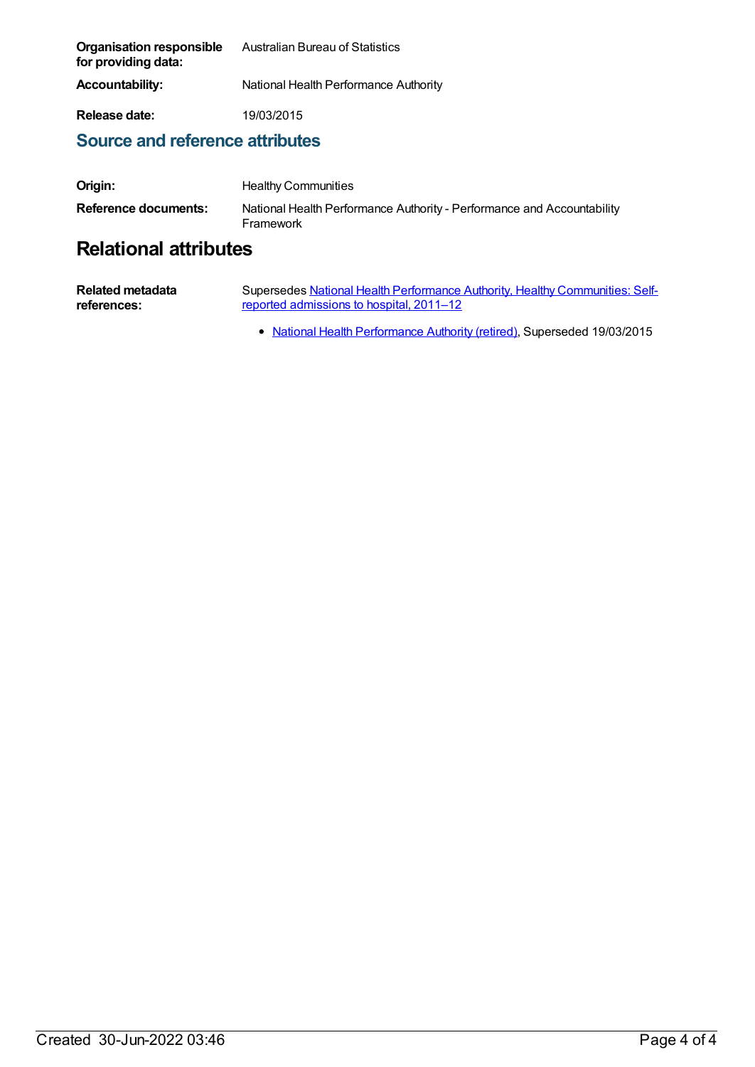**Organisation responsible for providing data:** Australian Bureau of Statistics

**Accountability:** National Health Performance Authority

**Release date:** 19/03/2015

## Source and reference attributes

**Origin:** Healthy Communities

**Reference documents:** National Health Performance Authority - Performance and Accountability Framework

# Relational attributes

**Related metadata references:** Supersedes National Health Performance Authority, Healthy Communities: Self-reported admissions to hospital, 2011–12

- National Health Performance Authority (retired), Superseded 19/03/2015